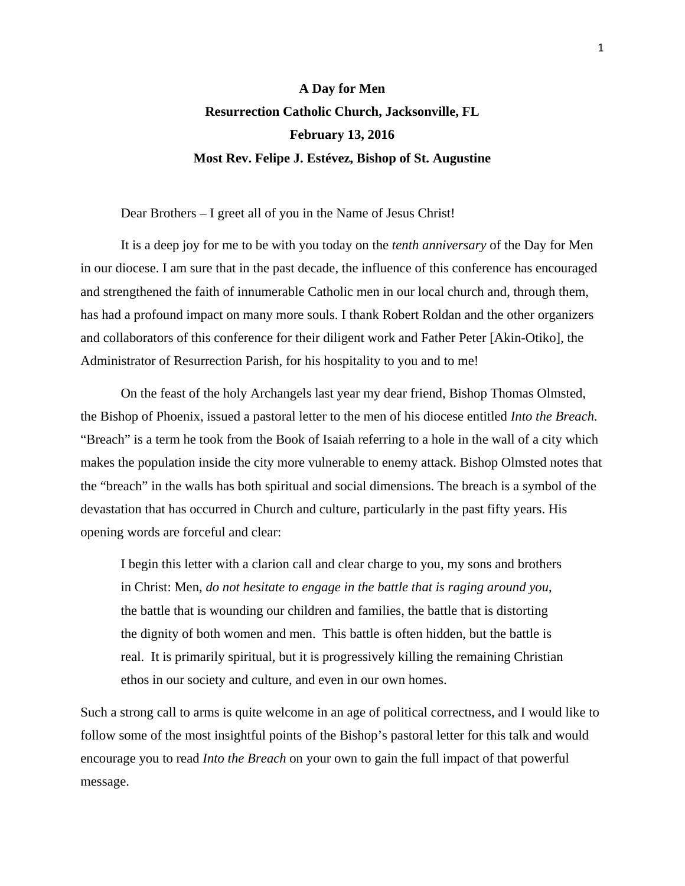# A Day for Men

**Resurrection Catholic Church, Jacksonville, FL**

**February 13, 2016**

**Most Rev. Felipe J. Estévez, Bishop of St. Augustine**

Dear Brothers – I greet all of you in the Name of Jesus Christ!

It is a deep joy for me to be with you today on the *tenth anniversary* of the Day for Men in our diocese. I am sure that in the past decade, the influence of this conference has encouraged and strengthened the faith of innumerable Catholic men in our local church and, through them, has had a profound impact on many more souls. I thank Robert Roldan and the other organizers and collaborators of this conference for their diligent work and Father Peter [Akin-Otiko], the Administrator of Resurrection Parish, for his hospitality to you and to me!

On the feast of the holy Archangels last year my dear friend, Bishop Thomas Olmsted, the Bishop of Phoenix, issued a pastoral letter to the men of his diocese entitled *Into the Breach.* "Breach" is a term he took from the Book of Isaiah referring to a hole in the wall of a city which makes the population inside the city more vulnerable to enemy attack. Bishop Olmsted notes that the "breach" in the walls has both spiritual and social dimensions. The breach is a symbol of the devastation that has occurred in Church and culture, particularly in the past fifty years. His opening words are forceful and clear:

> I begin this letter with a clarion call and clear charge to you, my sons and brothers in Christ: Men, *do not hesitate to engage in the battle that is raging around you*, the battle that is wounding our children and families, the battle that is distorting the dignity of both women and men. This battle is often hidden, but the battle is real. It is primarily spiritual, but it is progressively killing the remaining Christian ethos in our society and culture, and even in our own homes.

Such a strong call to arms is quite welcome in an age of political correctness, and I would like to follow some of the most insightful points of the Bishop's pastoral letter for this talk and would encourage you to read *Into the Breach* on your own to gain the full impact of that powerful message.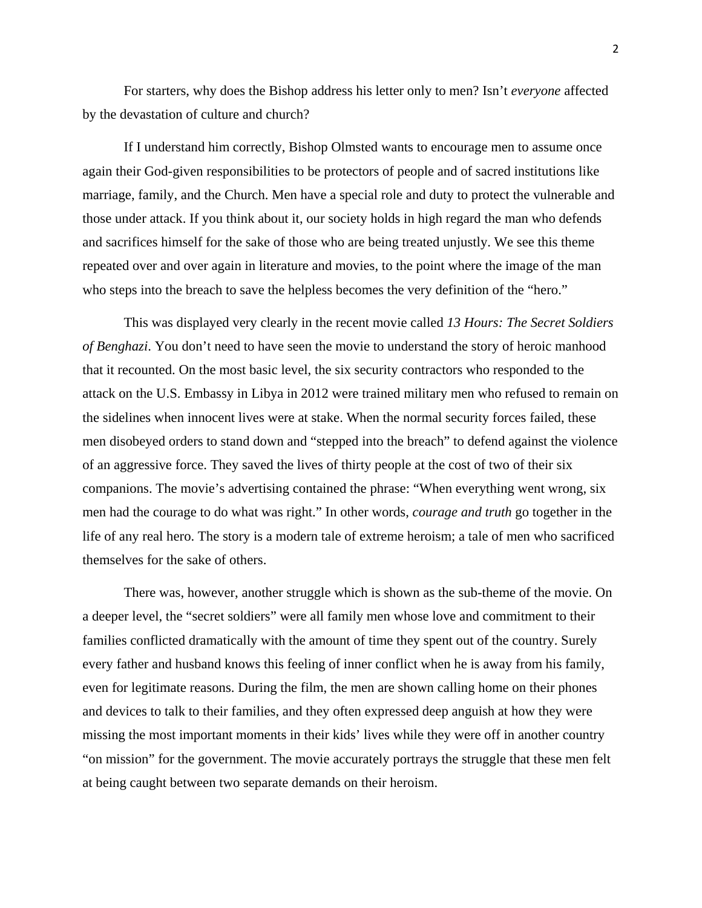For starters, why does the Bishop address his letter only to men? Isn't *everyone* affected by the devastation of culture and church?

If I understand him correctly, Bishop Olmsted wants to encourage men to assume once again their God-given responsibilities to be protectors of people and of sacred institutions like marriage, family, and the Church. Men have a special role and duty to protect the vulnerable and those under attack. If you think about it, our society holds in high regard the man who defends and sacrifices himself for the sake of those who are being treated unjustly. We see this theme repeated over and over again in literature and movies, to the point where the image of the man who steps into the breach to save the helpless becomes the very definition of the "hero."

This was displayed very clearly in the recent movie called *13 Hours: The Secret Soldiers of Benghazi*. You don't need to have seen the movie to understand the story of heroic manhood that it recounted. On the most basic level, the six security contractors who responded to the attack on the U.S. Embassy in Libya in 2012 were trained military men who refused to remain on the sidelines when innocent lives were at stake. When the normal security forces failed, these men disobeyed orders to stand down and "stepped into the breach" to defend against the violence of an aggressive force. They saved the lives of thirty people at the cost of two of their six companions. The movie's advertising contained the phrase: "When everything went wrong, six men had the courage to do what was right." In other words, *courage and truth* go together in the life of any real hero. The story is a modern tale of extreme heroism; a tale of men who sacrificed themselves for the sake of others.

There was, however, another struggle which is shown as the sub-theme of the movie. On a deeper level, the "secret soldiers" were all family men whose love and commitment to their families conflicted dramatically with the amount of time they spent out of the country. Surely every father and husband knows this feeling of inner conflict when he is away from his family, even for legitimate reasons. During the film, the men are shown calling home on their phones and devices to talk to their families, and they often expressed deep anguish at how they were missing the most important moments in their kids' lives while they were off in another country "on mission" for the government. The movie accurately portrays the struggle that these men felt at being caught between two separate demands on their heroism.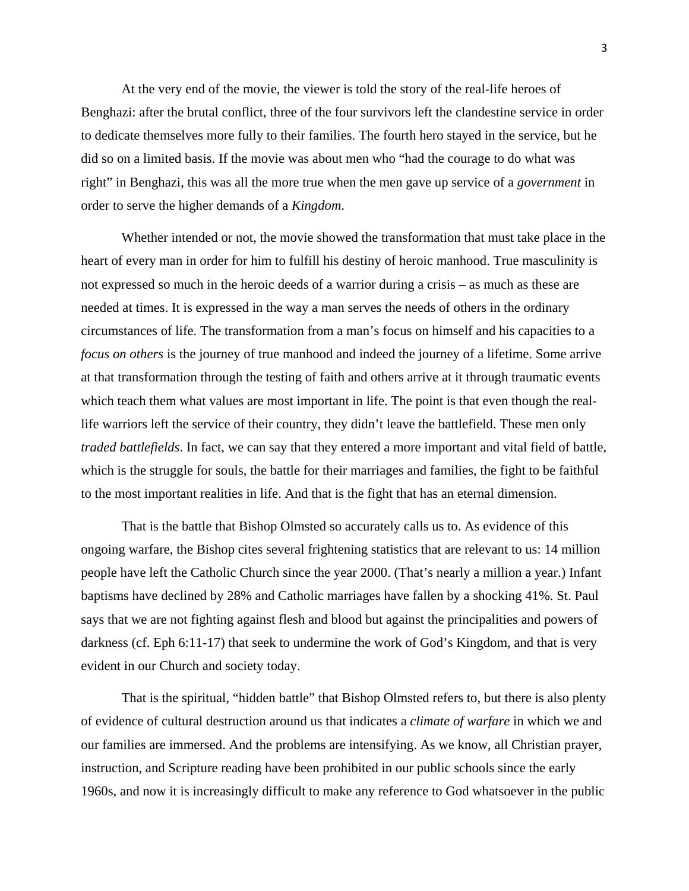At the very end of the movie, the viewer is told the story of the real-life heroes of Benghazi: after the brutal conflict, three of the four survivors left the clandestine service in order to dedicate themselves more fully to their families. The fourth hero stayed in the service, but he did so on a limited basis. If the movie was about men who "had the courage to do what was right" in Benghazi, this was all the more true when the men gave up service of a *government* in order to serve the higher demands of a *Kingdom*.

Whether intended or not, the movie showed the transformation that must take place in the heart of every man in order for him to fulfill his destiny of heroic manhood. True masculinity is not expressed so much in the heroic deeds of a warrior during a crisis – as much as these are needed at times. It is expressed in the way a man serves the needs of others in the ordinary circumstances of life. The transformation from a man's focus on himself and his capacities to a *focus on others* is the journey of true manhood and indeed the journey of a lifetime. Some arrive at that transformation through the testing of faith and others arrive at it through traumatic events which teach them what values are most important in life. The point is that even though the real-life warriors left the service of their country, they didn't leave the battlefield. These men only *traded battlefields*. In fact, we can say that they entered a more important and vital field of battle, which is the struggle for souls, the battle for their marriages and families, the fight to be faithful to the most important realities in life. And that is the fight that has an eternal dimension.

That is the battle that Bishop Olmsted so accurately calls us to. As evidence of this ongoing warfare, the Bishop cites several frightening statistics that are relevant to us: 14 million people have left the Catholic Church since the year 2000. (That's nearly a million a year.) Infant baptisms have declined by 28% and Catholic marriages have fallen by a shocking 41%. St. Paul says that we are not fighting against flesh and blood but against the principalities and powers of darkness (cf. Eph 6:11-17) that seek to undermine the work of God's Kingdom, and that is very evident in our Church and society today.

That is the spiritual, "hidden battle" that Bishop Olmsted refers to, but there is also plenty of evidence of cultural destruction around us that indicates a *climate of warfare* in which we and our families are immersed. And the problems are intensifying. As we know, all Christian prayer, instruction, and Scripture reading have been prohibited in our public schools since the early 1960s, and now it is increasingly difficult to make any reference to God whatsoever in the public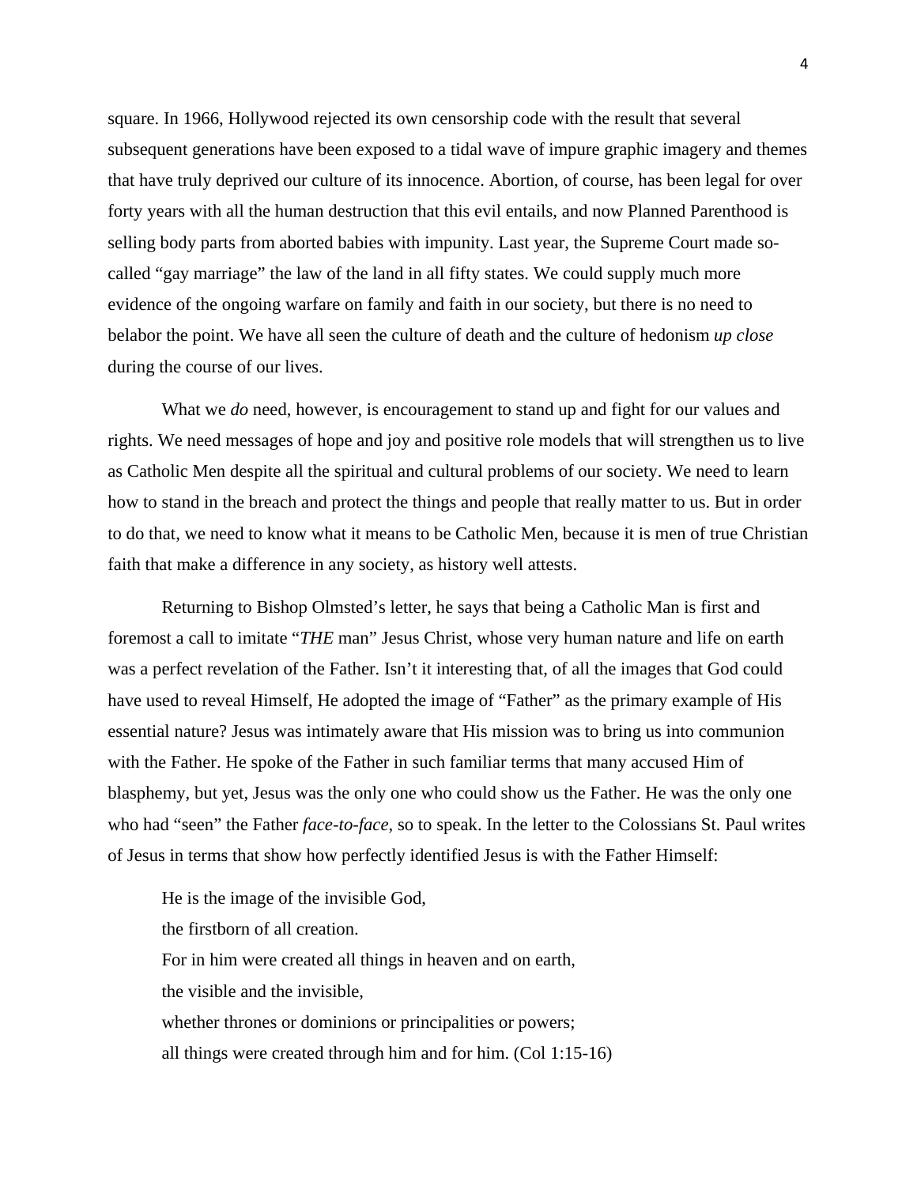square. In 1966, Hollywood rejected its own censorship code with the result that several subsequent generations have been exposed to a tidal wave of impure graphic imagery and themes that have truly deprived our culture of its innocence. Abortion, of course, has been legal for over forty years with all the human destruction that this evil entails, and now Planned Parenthood is selling body parts from aborted babies with impunity. Last year, the Supreme Court made so-called "gay marriage" the law of the land in all fifty states. We could supply much more evidence of the ongoing warfare on family and faith in our society, but there is no need to belabor the point. We have all seen the culture of death and the culture of hedonism *up close* during the course of our lives.

What we *do* need, however, is encouragement to stand up and fight for our values and rights. We need messages of hope and joy and positive role models that will strengthen us to live as Catholic Men despite all the spiritual and cultural problems of our society. We need to learn how to stand in the breach and protect the things and people that really matter to us. But in order to do that, we need to know what it means to be Catholic Men, because it is men of true Christian faith that make a difference in any society, as history well attests.

Returning to Bishop Olmsted's letter, he says that being a Catholic Man is first and foremost a call to imitate "*THE* man" Jesus Christ, whose very human nature and life on earth was a perfect revelation of the Father. Isn't it interesting that, of all the images that God could have used to reveal Himself, He adopted the image of "Father" as the primary example of His essential nature? Jesus was intimately aware that His mission was to bring us into communion with the Father. He spoke of the Father in such familiar terms that many accused Him of blasphemy, but yet, Jesus was the only one who could show us the Father. He was the only one who had "seen" the Father *face-to-face*, so to speak. In the letter to the Colossians St. Paul writes of Jesus in terms that show how perfectly identified Jesus is with the Father Himself:

> He is the image of the invisible God,
> the firstborn of all creation.
> For in him were created all things in heaven and on earth,
> the visible and the invisible,
> whether thrones or dominions or principalities or powers;
> all things were created through him and for him. (Col 1:15-16)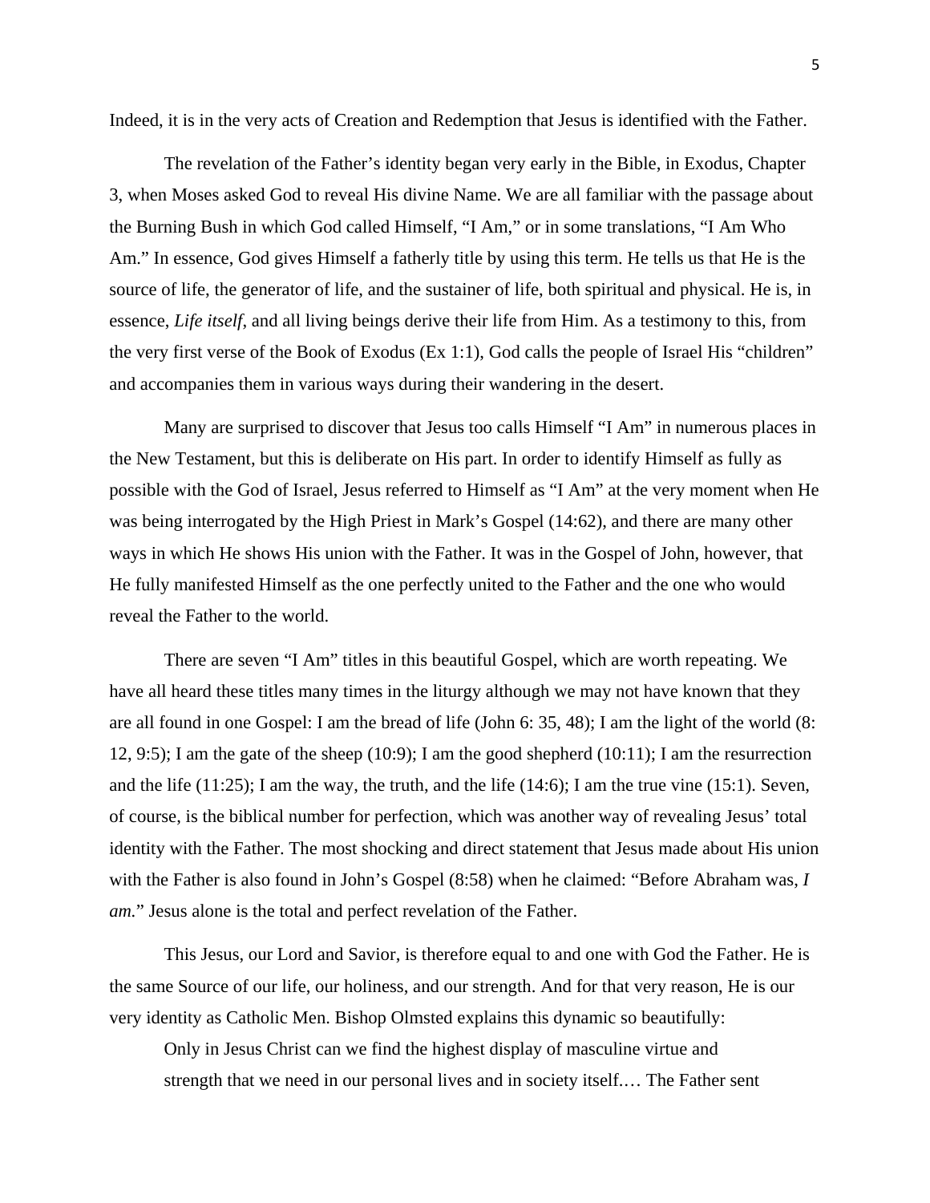Indeed, it is in the very acts of Creation and Redemption that Jesus is identified with the Father.

The revelation of the Father's identity began very early in the Bible, in Exodus, Chapter 3, when Moses asked God to reveal His divine Name. We are all familiar with the passage about the Burning Bush in which God called Himself, "I Am," or in some translations, "I Am Who Am." In essence, God gives Himself a fatherly title by using this term. He tells us that He is the source of life, the generator of life, and the sustainer of life, both spiritual and physical. He is, in essence, *Life itself*, and all living beings derive their life from Him. As a testimony to this, from the very first verse of the Book of Exodus (Ex 1:1), God calls the people of Israel His "children" and accompanies them in various ways during their wandering in the desert.

Many are surprised to discover that Jesus too calls Himself "I Am" in numerous places in the New Testament, but this is deliberate on His part. In order to identify Himself as fully as possible with the God of Israel, Jesus referred to Himself as "I Am" at the very moment when He was being interrogated by the High Priest in Mark's Gospel (14:62), and there are many other ways in which He shows His union with the Father. It was in the Gospel of John, however, that He fully manifested Himself as the one perfectly united to the Father and the one who would reveal the Father to the world.

There are seven "I Am" titles in this beautiful Gospel, which are worth repeating. We have all heard these titles many times in the liturgy although we may not have known that they are all found in one Gospel: I am the bread of life (John 6: 35, 48); I am the light of the world (8: 12, 9:5); I am the gate of the sheep (10:9); I am the good shepherd (10:11); I am the resurrection and the life (11:25); I am the way, the truth, and the life (14:6); I am the true vine (15:1). Seven, of course, is the biblical number for perfection, which was another way of revealing Jesus' total identity with the Father. The most shocking and direct statement that Jesus made about His union with the Father is also found in John's Gospel (8:58) when he claimed: "Before Abraham was, *I am.*" Jesus alone is the total and perfect revelation of the Father.

This Jesus, our Lord and Savior, is therefore equal to and one with God the Father. He is the same Source of our life, our holiness, and our strength. And for that very reason, He is our very identity as Catholic Men. Bishop Olmsted explains this dynamic so beautifully:

> Only in Jesus Christ can we find the highest display of masculine virtue and strength that we need in our personal lives and in society itself.… The Father sent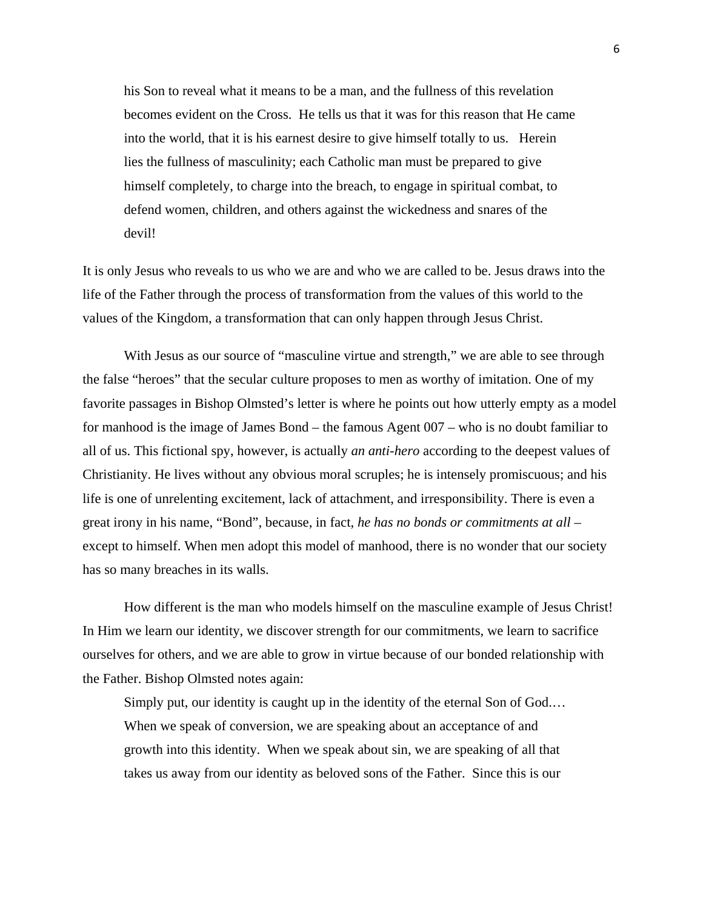> his Son to reveal what it means to be a man, and the fullness of this revelation becomes evident on the Cross. He tells us that it was for this reason that He came into the world, that it is his earnest desire to give himself totally to us. Herein lies the fullness of masculinity; each Catholic man must be prepared to give himself completely, to charge into the breach, to engage in spiritual combat, to defend women, children, and others against the wickedness and snares of the devil!

It is only Jesus who reveals to us who we are and who we are called to be. Jesus draws into the life of the Father through the process of transformation from the values of this world to the values of the Kingdom, a transformation that can only happen through Jesus Christ.

With Jesus as our source of "masculine virtue and strength," we are able to see through the false "heroes" that the secular culture proposes to men as worthy of imitation. One of my favorite passages in Bishop Olmsted's letter is where he points out how utterly empty as a model for manhood is the image of James Bond – the famous Agent 007 – who is no doubt familiar to all of us. This fictional spy, however, is actually *an anti-hero* according to the deepest values of Christianity. He lives without any obvious moral scruples; he is intensely promiscuous; and his life is one of unrelenting excitement, lack of attachment, and irresponsibility. There is even a great irony in his name, "Bond", because, in fact, *he has no bonds or commitments at all* – except to himself. When men adopt this model of manhood, there is no wonder that our society has so many breaches in its walls.

How different is the man who models himself on the masculine example of Jesus Christ! In Him we learn our identity, we discover strength for our commitments, we learn to sacrifice ourselves for others, and we are able to grow in virtue because of our bonded relationship with the Father. Bishop Olmsted notes again:

> Simply put, our identity is caught up in the identity of the eternal Son of God.… When we speak of conversion, we are speaking about an acceptance of and growth into this identity. When we speak about sin, we are speaking of all that takes us away from our identity as beloved sons of the Father. Since this is our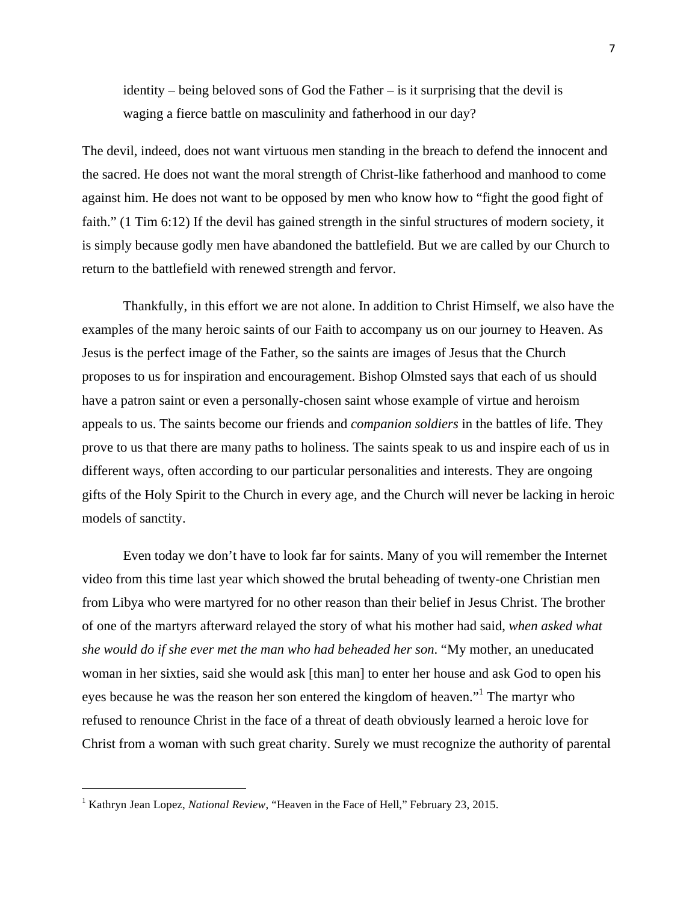identity – being beloved sons of God the Father – is it surprising that the devil is waging a fierce battle on masculinity and fatherhood in our day?

The devil, indeed, does not want virtuous men standing in the breach to defend the innocent and the sacred. He does not want the moral strength of Christ-like fatherhood and manhood to come against him. He does not want to be opposed by men who know how to "fight the good fight of faith." (1 Tim 6:12) If the devil has gained strength in the sinful structures of modern society, it is simply because godly men have abandoned the battlefield. But we are called by our Church to return to the battlefield with renewed strength and fervor.

Thankfully, in this effort we are not alone. In addition to Christ Himself, we also have the examples of the many heroic saints of our Faith to accompany us on our journey to Heaven. As Jesus is the perfect image of the Father, so the saints are images of Jesus that the Church proposes to us for inspiration and encouragement. Bishop Olmsted says that each of us should have a patron saint or even a personally-chosen saint whose example of virtue and heroism appeals to us. The saints become our friends and *companion soldiers* in the battles of life. They prove to us that there are many paths to holiness. The saints speak to us and inspire each of us in different ways, often according to our particular personalities and interests. They are ongoing gifts of the Holy Spirit to the Church in every age, and the Church will never be lacking in heroic models of sanctity.

Even today we don't have to look far for saints. Many of you will remember the Internet video from this time last year which showed the brutal beheading of twenty-one Christian men from Libya who were martyred for no other reason than their belief in Jesus Christ. The brother of one of the martyrs afterward relayed the story of what his mother had said, *when asked what she would do if she ever met the man who had beheaded her son*. "My mother, an uneducated woman in her sixties, said she would ask [this man] to enter her house and ask God to open his eyes because he was the reason her son entered the kingdom of heaven."[1] The martyr who refused to renounce Christ in the face of a threat of death obviously learned a heroic love for Christ from a woman with such great charity. Surely we must recognize the authority of parental

---

[1] Kathryn Jean Lopez, *National Review*, "Heaven in the Face of Hell," February 23, 2015.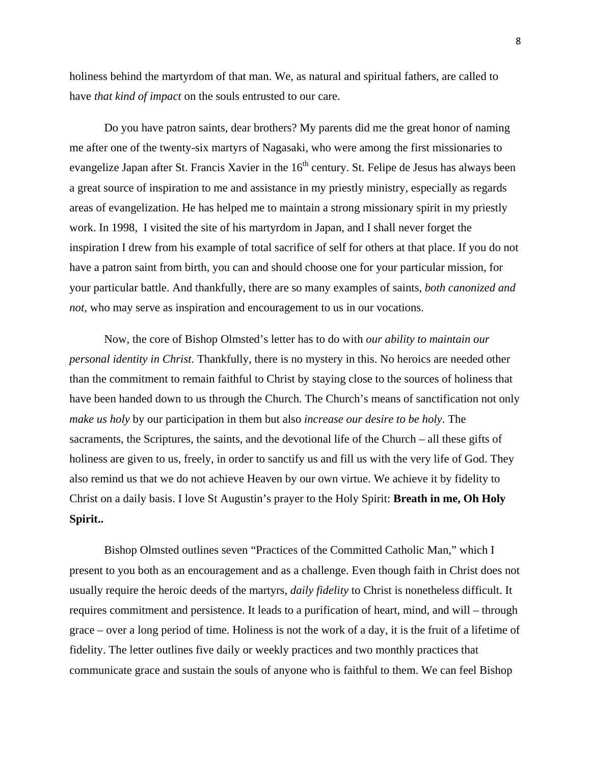holiness behind the martyrdom of that man. We, as natural and spiritual fathers, are called to have *that kind of impact* on the souls entrusted to our care.

Do you have patron saints, dear brothers? My parents did me the great honor of naming me after one of the twenty-six martyrs of Nagasaki, who were among the first missionaries to evangelize Japan after St. Francis Xavier in the 16th century. St. Felipe de Jesus has always been a great source of inspiration to me and assistance in my priestly ministry, especially as regards areas of evangelization. He has helped me to maintain a strong missionary spirit in my priestly work. In 1998, I visited the site of his martyrdom in Japan, and I shall never forget the inspiration I drew from his example of total sacrifice of self for others at that place. If you do not have a patron saint from birth, you can and should choose one for your particular mission, for your particular battle. And thankfully, there are so many examples of saints, *both canonized and not*, who may serve as inspiration and encouragement to us in our vocations.

Now, the core of Bishop Olmsted's letter has to do with *our ability to maintain our personal identity in Christ*. Thankfully, there is no mystery in this. No heroics are needed other than the commitment to remain faithful to Christ by staying close to the sources of holiness that have been handed down to us through the Church. The Church's means of sanctification not only *make us holy* by our participation in them but also *increase our desire to be holy*. The sacraments, the Scriptures, the saints, and the devotional life of the Church – all these gifts of holiness are given to us, freely, in order to sanctify us and fill us with the very life of God. They also remind us that we do not achieve Heaven by our own virtue. We achieve it by fidelity to Christ on a daily basis. I love St Augustin's prayer to the Holy Spirit: **Breath in me, Oh Holy Spirit..**

Bishop Olmsted outlines seven "Practices of the Committed Catholic Man," which I present to you both as an encouragement and as a challenge. Even though faith in Christ does not usually require the heroic deeds of the martyrs, *daily fidelity* to Christ is nonetheless difficult. It requires commitment and persistence. It leads to a purification of heart, mind, and will – through grace – over a long period of time. Holiness is not the work of a day, it is the fruit of a lifetime of fidelity. The letter outlines five daily or weekly practices and two monthly practices that communicate grace and sustain the souls of anyone who is faithful to them. We can feel Bishop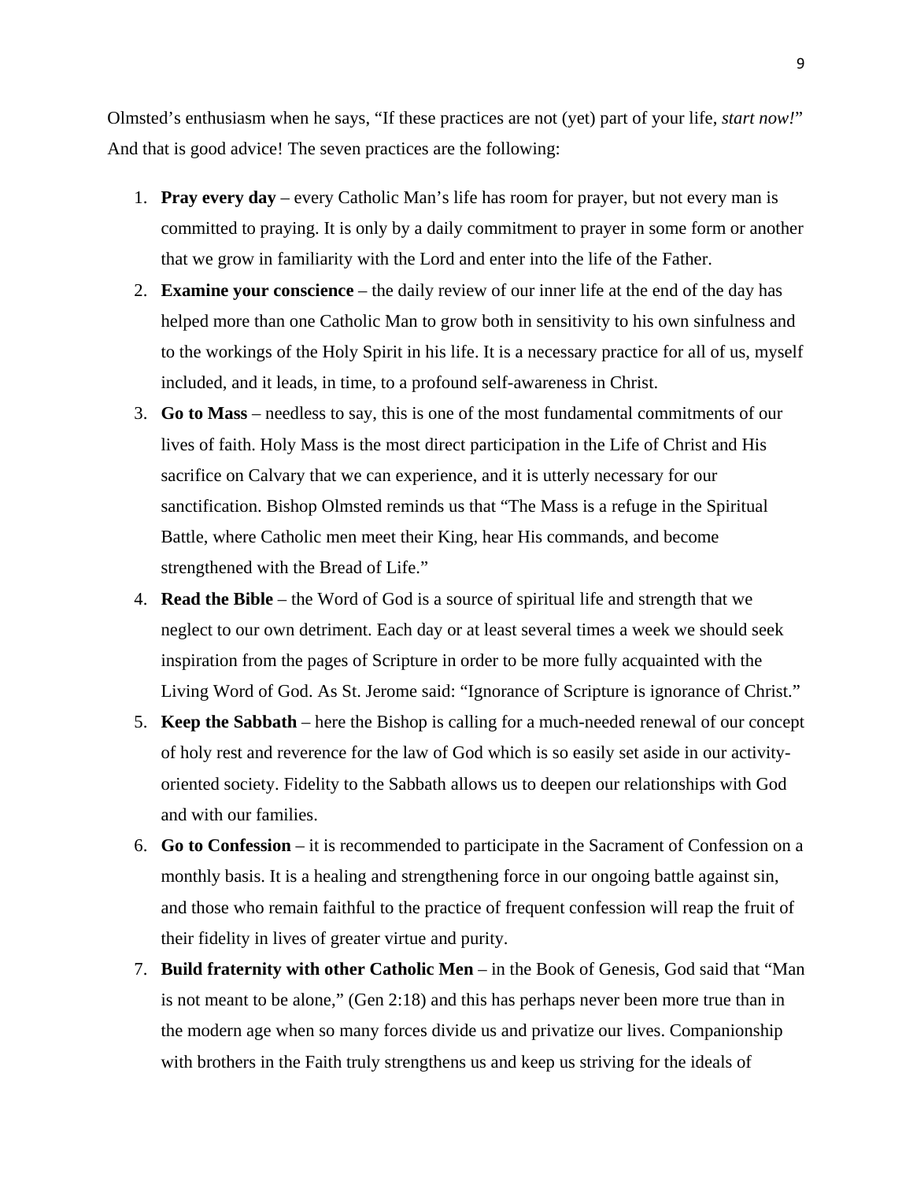Olmsted's enthusiasm when he says, "If these practices are not (yet) part of your life, *start now!*" And that is good advice! The seven practices are the following:

1. **Pray every day** – every Catholic Man's life has room for prayer, but not every man is committed to praying. It is only by a daily commitment to prayer in some form or another that we grow in familiarity with the Lord and enter into the life of the Father.
2. **Examine your conscience** – the daily review of our inner life at the end of the day has helped more than one Catholic Man to grow both in sensitivity to his own sinfulness and to the workings of the Holy Spirit in his life. It is a necessary practice for all of us, myself included, and it leads, in time, to a profound self-awareness in Christ.
3. **Go to Mass** – needless to say, this is one of the most fundamental commitments of our lives of faith. Holy Mass is the most direct participation in the Life of Christ and His sacrifice on Calvary that we can experience, and it is utterly necessary for our sanctification. Bishop Olmsted reminds us that "The Mass is a refuge in the Spiritual Battle, where Catholic men meet their King, hear His commands, and become strengthened with the Bread of Life."
4. **Read the Bible** – the Word of God is a source of spiritual life and strength that we neglect to our own detriment. Each day or at least several times a week we should seek inspiration from the pages of Scripture in order to be more fully acquainted with the Living Word of God. As St. Jerome said: "Ignorance of Scripture is ignorance of Christ."
5. **Keep the Sabbath** – here the Bishop is calling for a much-needed renewal of our concept of holy rest and reverence for the law of God which is so easily set aside in our activity-oriented society. Fidelity to the Sabbath allows us to deepen our relationships with God and with our families.
6. **Go to Confession** – it is recommended to participate in the Sacrament of Confession on a monthly basis. It is a healing and strengthening force in our ongoing battle against sin, and those who remain faithful to the practice of frequent confession will reap the fruit of their fidelity in lives of greater virtue and purity.
7. **Build fraternity with other Catholic Men** – in the Book of Genesis, God said that "Man is not meant to be alone," (Gen 2:18) and this has perhaps never been more true than in the modern age when so many forces divide us and privatize our lives. Companionship with brothers in the Faith truly strengthens us and keep us striving for the ideals of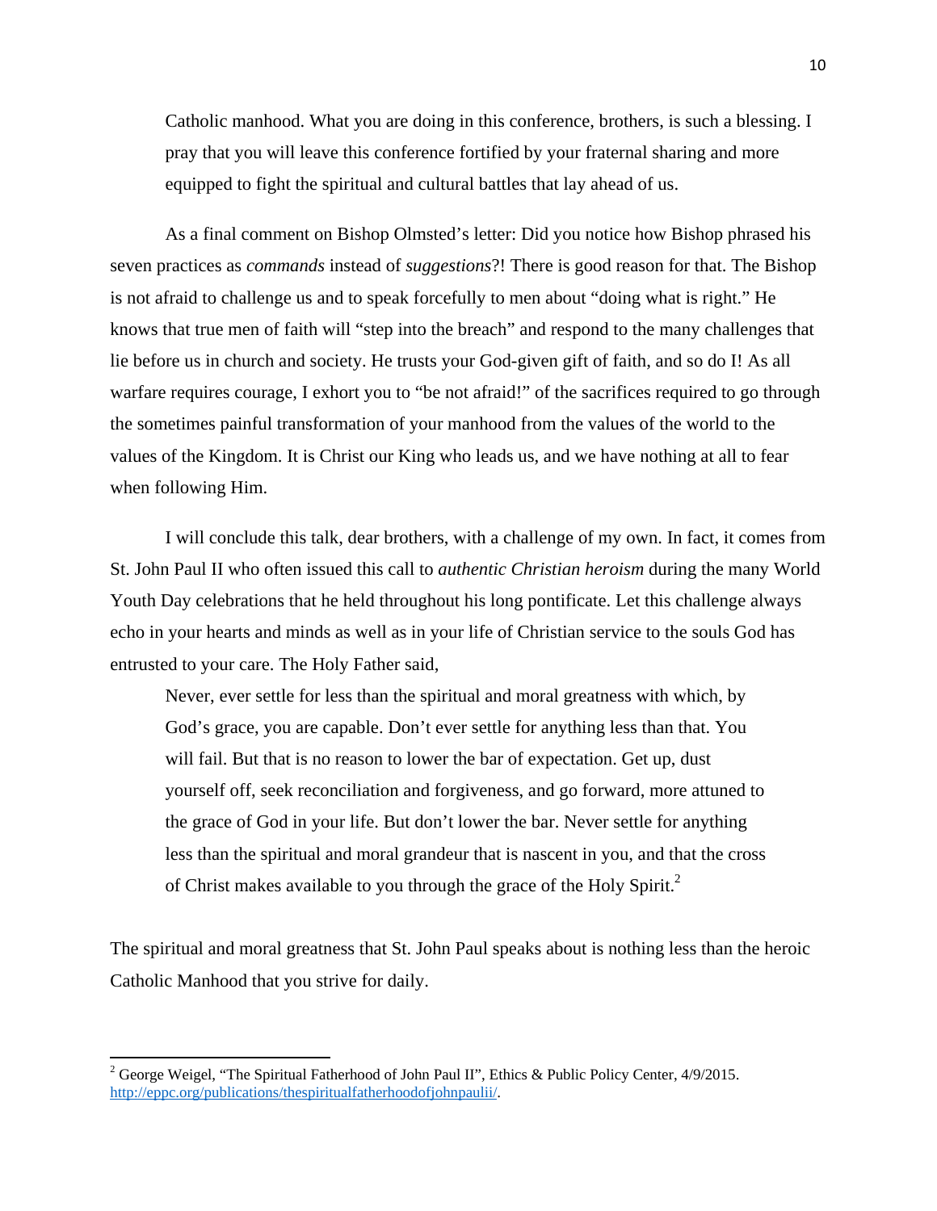> Catholic manhood. What you are doing in this conference, brothers, is such a blessing. I pray that you will leave this conference fortified by your fraternal sharing and more equipped to fight the spiritual and cultural battles that lay ahead of us.

As a final comment on Bishop Olmsted's letter: Did you notice how Bishop phrased his seven practices as *commands* instead of *suggestions*?! There is good reason for that. The Bishop is not afraid to challenge us and to speak forcefully to men about "doing what is right." He knows that true men of faith will "step into the breach" and respond to the many challenges that lie before us in church and society. He trusts your God-given gift of faith, and so do I! As all warfare requires courage, I exhort you to "be not afraid!" of the sacrifices required to go through the sometimes painful transformation of your manhood from the values of the world to the values of the Kingdom. It is Christ our King who leads us, and we have nothing at all to fear when following Him.

I will conclude this talk, dear brothers, with a challenge of my own. In fact, it comes from St. John Paul II who often issued this call to *authentic Christian heroism* during the many World Youth Day celebrations that he held throughout his long pontificate. Let this challenge always echo in your hearts and minds as well as in your life of Christian service to the souls God has entrusted to your care. The Holy Father said,

> Never, ever settle for less than the spiritual and moral greatness with which, by God's grace, you are capable. Don't ever settle for anything less than that. You will fail. But that is no reason to lower the bar of expectation. Get up, dust yourself off, seek reconciliation and forgiveness, and go forward, more attuned to the grace of God in your life. But don't lower the bar. Never settle for anything less than the spiritual and moral grandeur that is nascent in you, and that the cross of Christ makes available to you through the grace of the Holy Spirit.[2]

The spiritual and moral greatness that St. John Paul speaks about is nothing less than the heroic Catholic Manhood that you strive for daily.

---

[2] George Weigel, "The Spiritual Fatherhood of John Paul II", Ethics & Public Policy Center, 4/9/2015. http://eppc.org/publications/thespiritualfatherhoodofjohnpaulii/.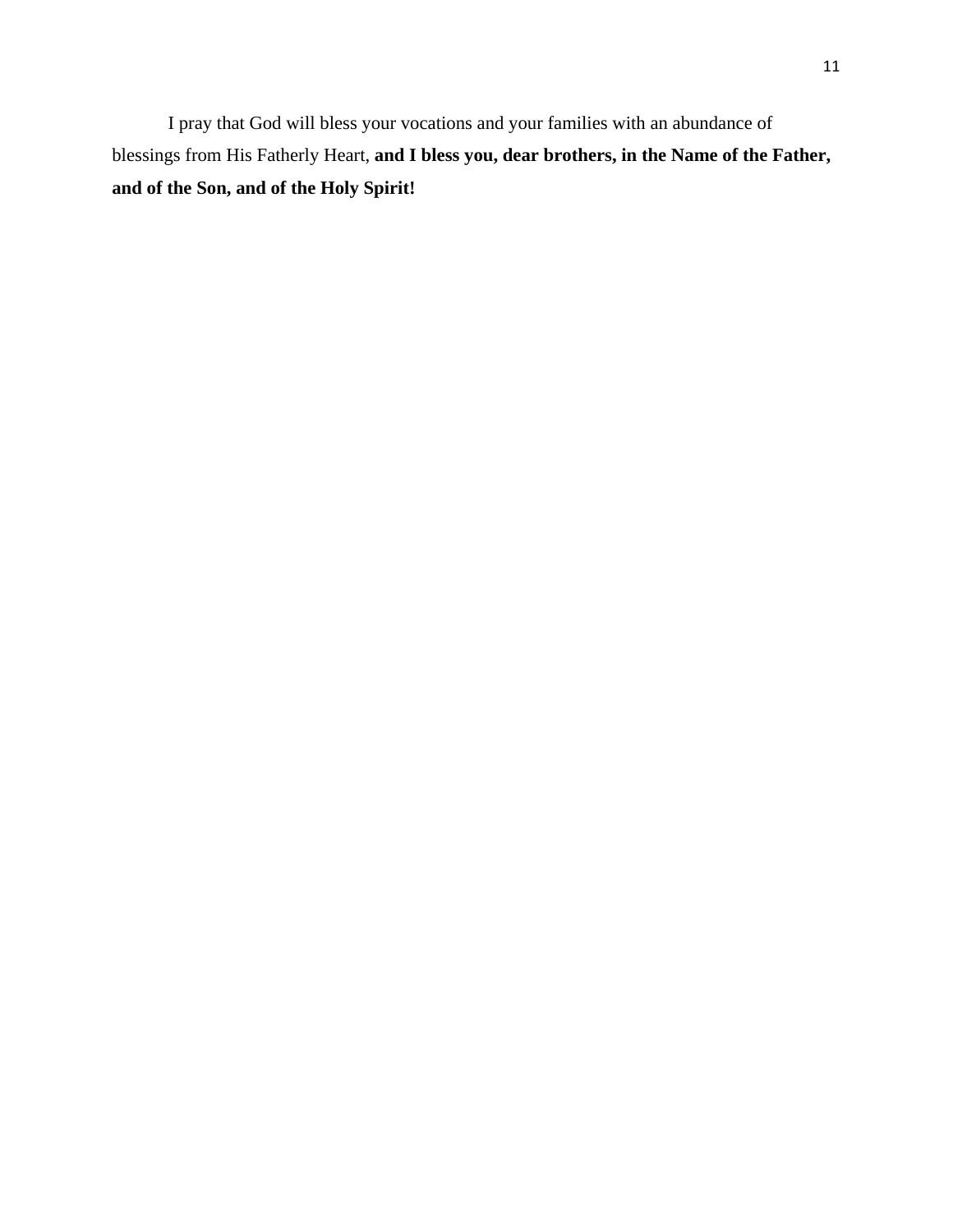I pray that God will bless your vocations and your families with an abundance of blessings from His Fatherly Heart, **and I bless you, dear brothers, in the Name of the Father, and of the Son, and of the Holy Spirit!**